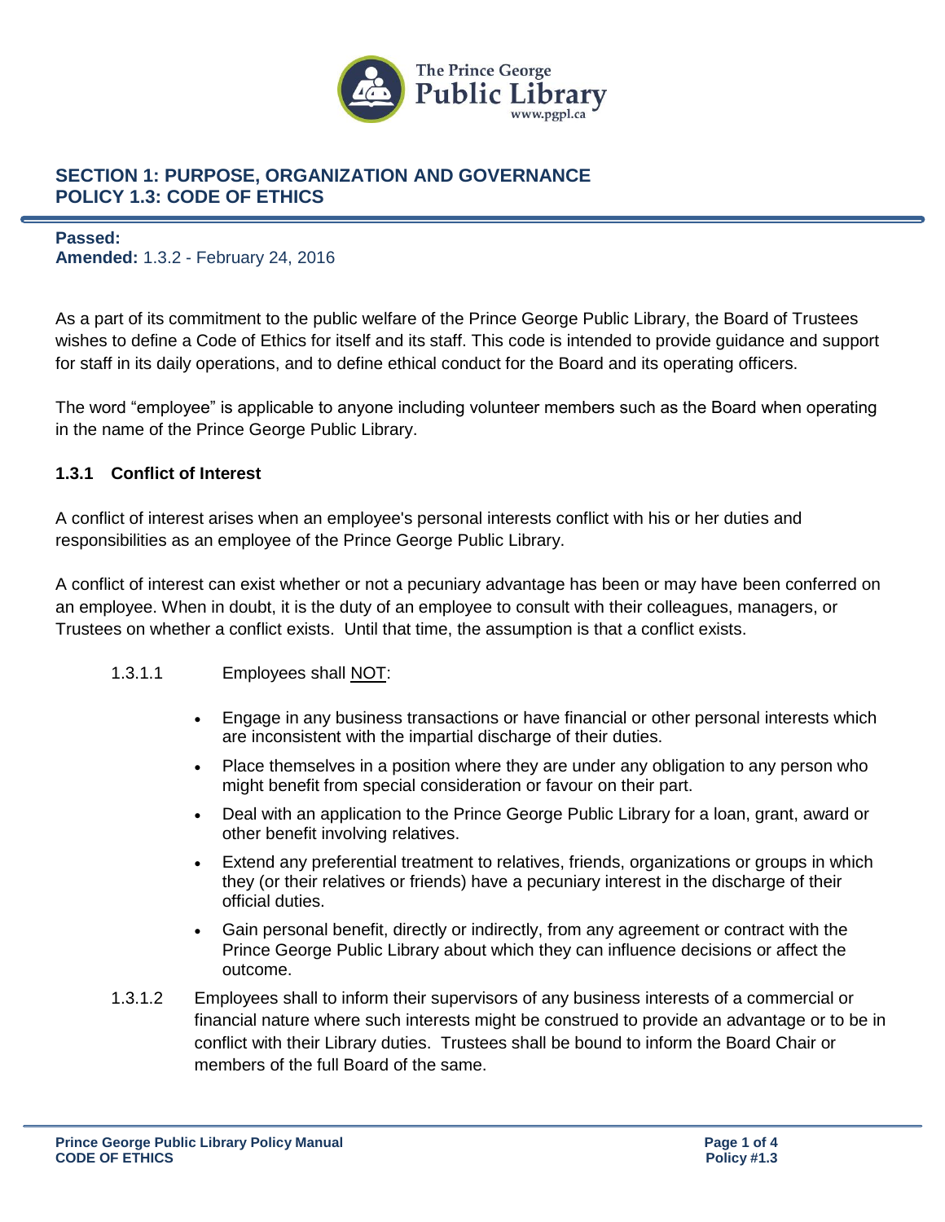## SECTION 1: PURPOSE, ORGANIZATION AND GOVERNANCE
## POLICY 1.3: CODE OF ETHICS

**Passed:**
**Amended:** 1.3.2 - February 24, 2016

As a part of its commitment to the public welfare of the Prince George Public Library, the Board of Trustees wishes to define a Code of Ethics for itself and its staff. This code is intended to provide guidance and support for staff in its daily operations, and to define ethical conduct for the Board and its operating officers.

The word "employee" is applicable to anyone including volunteer members such as the Board when operating in the name of the Prince George Public Library.

### 1.3.1 Conflict of Interest

A conflict of interest arises when an employee's personal interests conflict with his or her duties and responsibilities as an employee of the Prince George Public Library.

A conflict of interest can exist whether or not a pecuniary advantage has been or may have been conferred on an employee. When in doubt, it is the duty of an employee to consult with their colleagues, managers, or Trustees on whether a conflict exists. Until that time, the assumption is that a conflict exists.

1.3.1.1 Employees shall <u>NOT</u>:

- Engage in any business transactions or have financial or other personal interests which are inconsistent with the impartial discharge of their duties.
- Place themselves in a position where they are under any obligation to any person who might benefit from special consideration or favour on their part.
- Deal with an application to the Prince George Public Library for a loan, grant, award or other benefit involving relatives.
- Extend any preferential treatment to relatives, friends, organizations or groups in which they (or their relatives or friends) have a pecuniary interest in the discharge of their official duties.
- Gain personal benefit, directly or indirectly, from any agreement or contract with the Prince George Public Library about which they can influence decisions or affect the outcome.

1.3.1.2 Employees shall to inform their supervisors of any business interests of a commercial or financial nature where such interests might be construed to provide an advantage or to be in conflict with their Library duties. Trustees shall be bound to inform the Board Chair or members of the full Board of the same.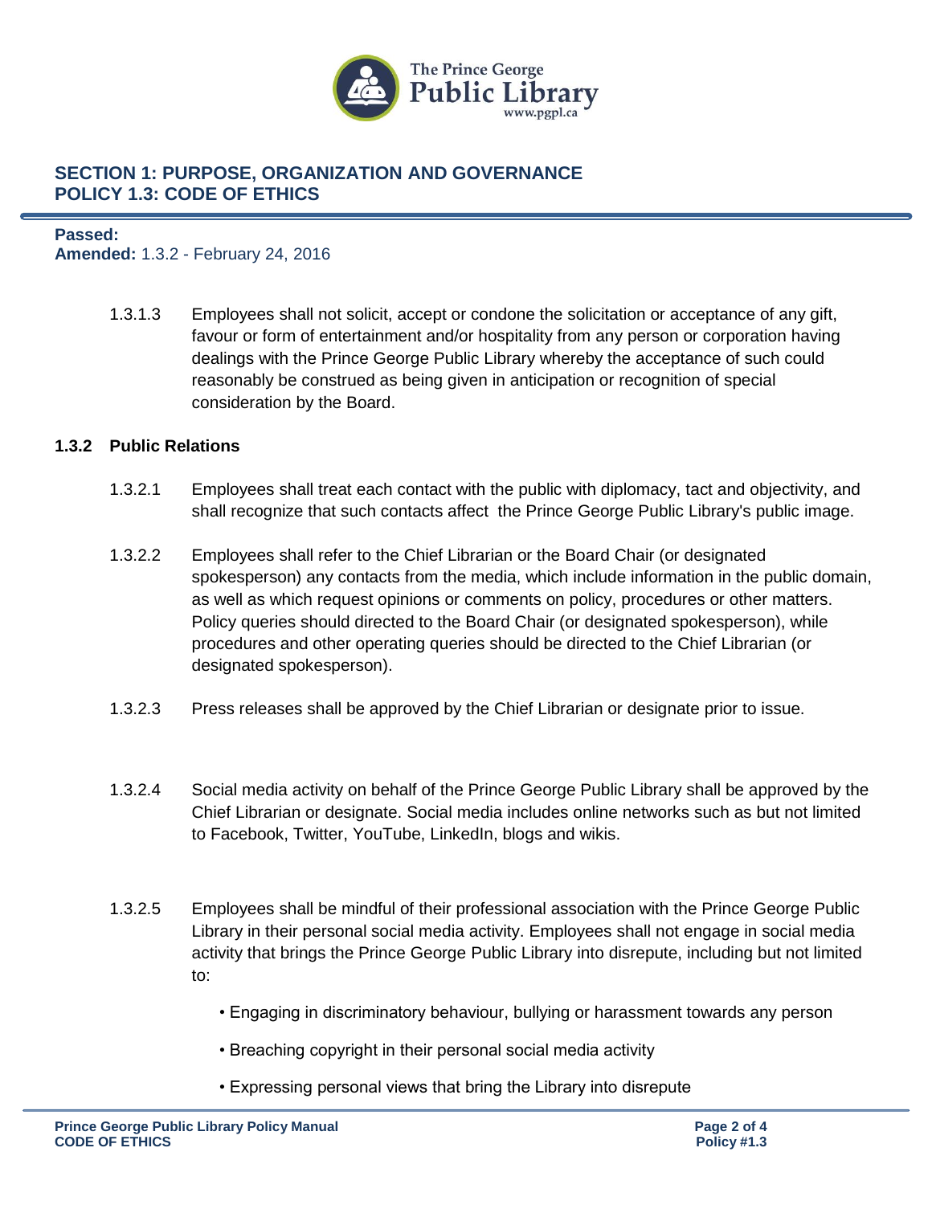## SECTION 1: PURPOSE, ORGANIZATION AND GOVERNANCE
## POLICY 1.3: CODE OF ETHICS

**Passed:**
**Amended:** 1.3.2 - February 24, 2016

1.3.1.3 Employees shall not solicit, accept or condone the solicitation or acceptance of any gift, favour or form of entertainment and/or hospitality from any person or corporation having dealings with the Prince George Public Library whereby the acceptance of such could reasonably be construed as being given in anticipation or recognition of special consideration by the Board.

### 1.3.2 Public Relations

1.3.2.1 Employees shall treat each contact with the public with diplomacy, tact and objectivity, and shall recognize that such contacts affect the Prince George Public Library's public image.

1.3.2.2 Employees shall refer to the Chief Librarian or the Board Chair (or designated spokesperson) any contacts from the media, which include information in the public domain, as well as which request opinions or comments on policy, procedures or other matters. Policy queries should directed to the Board Chair (or designated spokesperson), while procedures and other operating queries should be directed to the Chief Librarian (or designated spokesperson).

1.3.2.3 Press releases shall be approved by the Chief Librarian or designate prior to issue.

1.3.2.4 Social media activity on behalf of the Prince George Public Library shall be approved by the Chief Librarian or designate. Social media includes online networks such as but not limited to Facebook, Twitter, YouTube, LinkedIn, blogs and wikis.

1.3.2.5 Employees shall be mindful of their professional association with the Prince George Public Library in their personal social media activity. Employees shall not engage in social media activity that brings the Prince George Public Library into disrepute, including but not limited to:

- Engaging in discriminatory behaviour, bullying or harassment towards any person
- Breaching copyright in their personal social media activity
- Expressing personal views that bring the Library into disrepute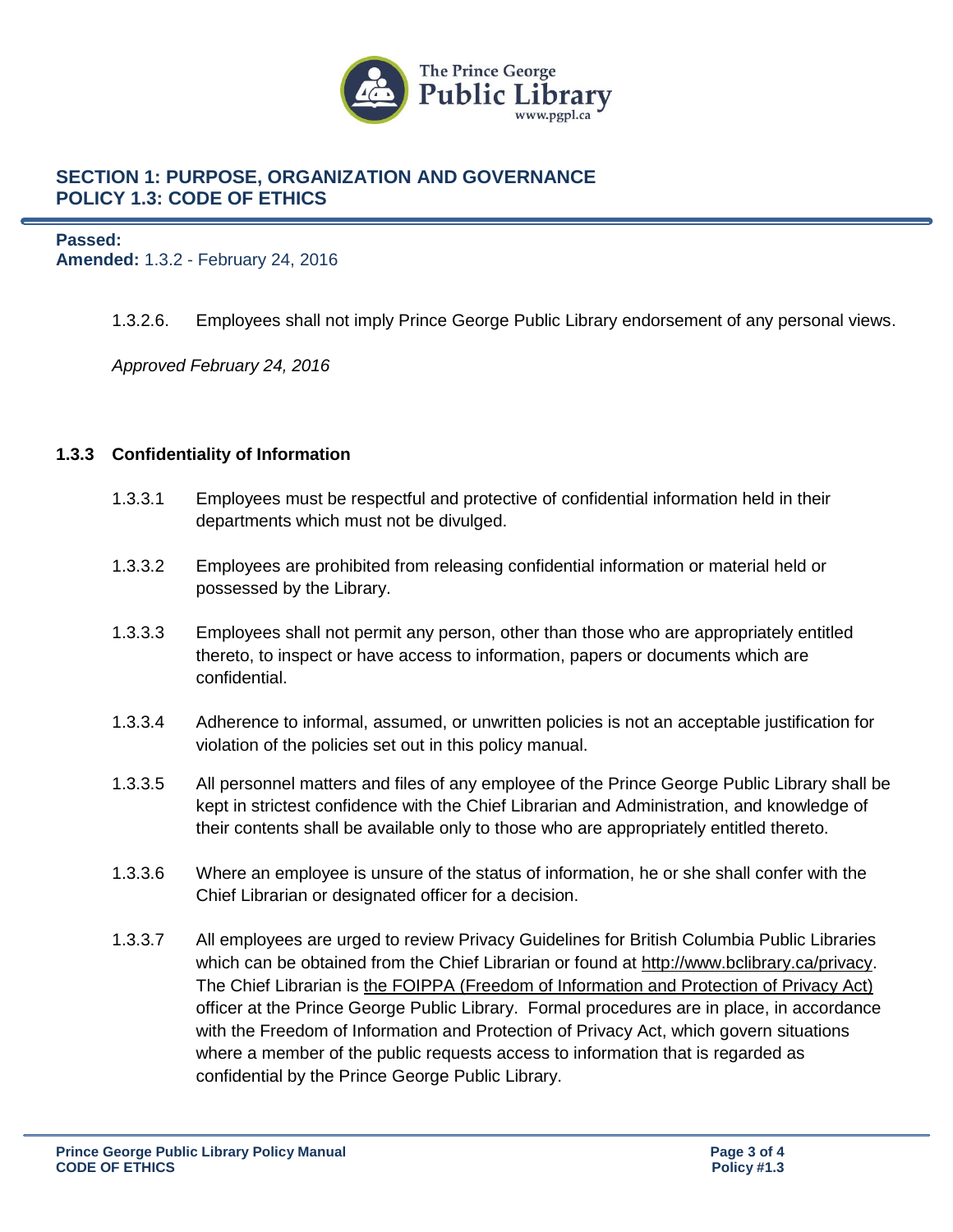## SECTION 1: PURPOSE, ORGANIZATION AND GOVERNANCE
## POLICY 1.3: CODE OF ETHICS

**Passed:**
**Amended:** 1.3.2 - February 24, 2016

1.3.2.6. Employees shall not imply Prince George Public Library endorsement of any personal views.

*Approved February 24, 2016*

### 1.3.3 Confidentiality of Information

1.3.3.1 Employees must be respectful and protective of confidential information held in their departments which must not be divulged.

1.3.3.2 Employees are prohibited from releasing confidential information or material held or possessed by the Library.

1.3.3.3 Employees shall not permit any person, other than those who are appropriately entitled thereto, to inspect or have access to information, papers or documents which are confidential.

1.3.3.4 Adherence to informal, assumed, or unwritten policies is not an acceptable justification for violation of the policies set out in this policy manual.

1.3.3.5 All personnel matters and files of any employee of the Prince George Public Library shall be kept in strictest confidence with the Chief Librarian and Administration, and knowledge of their contents shall be available only to those who are appropriately entitled thereto.

1.3.3.6 Where an employee is unsure of the status of information, he or she shall confer with the Chief Librarian or designated officer for a decision.

1.3.3.7 All employees are urged to review Privacy Guidelines for British Columbia Public Libraries which can be obtained from the Chief Librarian or found at http://www.bclibrary.ca/privacy. The Chief Librarian is the FOIPPA (Freedom of Information and Protection of Privacy Act) officer at the Prince George Public Library. Formal procedures are in place, in accordance with the Freedom of Information and Protection of Privacy Act, which govern situations where a member of the public requests access to information that is regarded as confidential by the Prince George Public Library.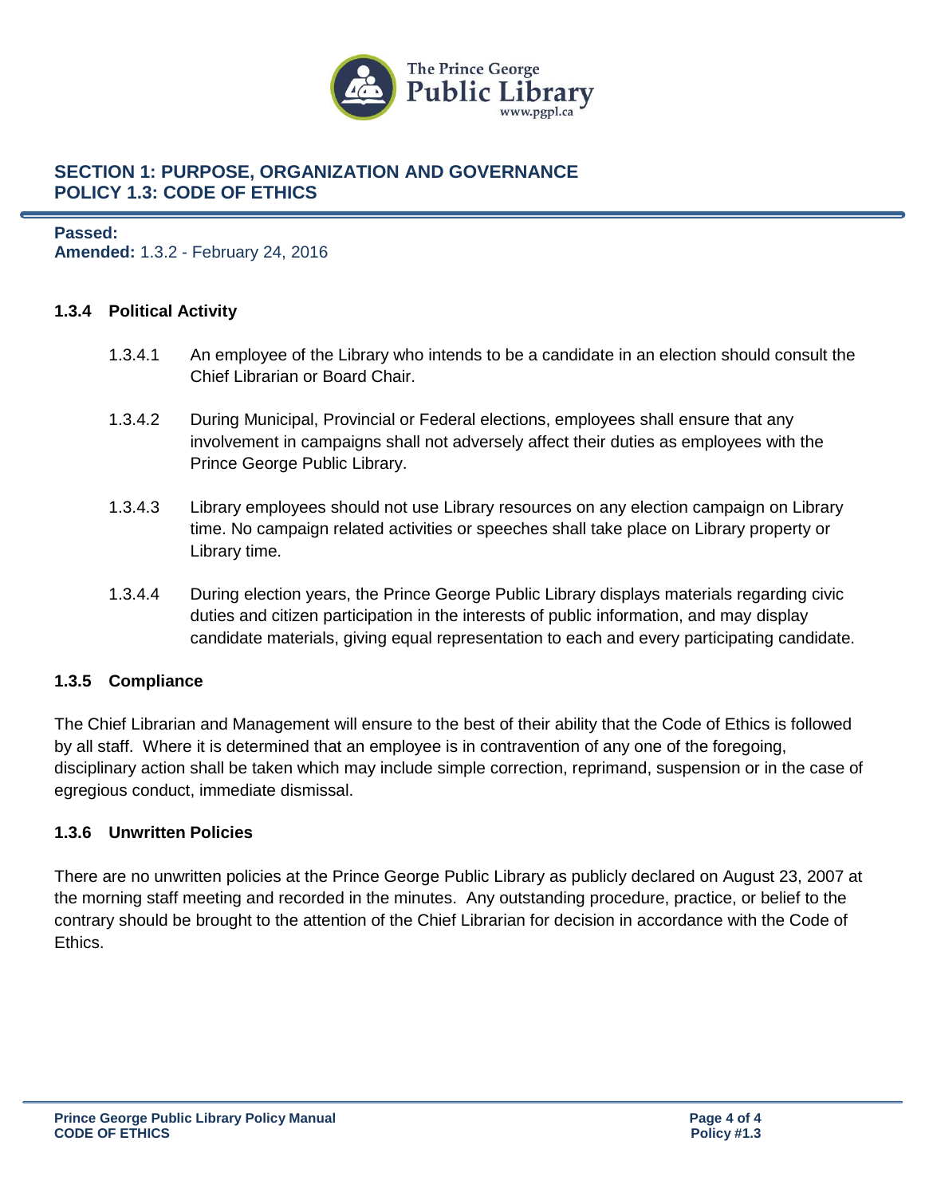# SECTION 1: PURPOSE, ORGANIZATION AND GOVERNANCE
# POLICY 1.3: CODE OF ETHICS

**Passed:**
**Amended:** 1.3.2 - February 24, 2016

### 1.3.4 Political Activity

1.3.4.1 An employee of the Library who intends to be a candidate in an election should consult the Chief Librarian or Board Chair.

1.3.4.2 During Municipal, Provincial or Federal elections, employees shall ensure that any involvement in campaigns shall not adversely affect their duties as employees with the Prince George Public Library.

1.3.4.3 Library employees should not use Library resources on any election campaign on Library time. No campaign related activities or speeches shall take place on Library property or Library time.

1.3.4.4 During election years, the Prince George Public Library displays materials regarding civic duties and citizen participation in the interests of public information, and may display candidate materials, giving equal representation to each and every participating candidate.

### 1.3.5 Compliance

The Chief Librarian and Management will ensure to the best of their ability that the Code of Ethics is followed by all staff. Where it is determined that an employee is in contravention of any one of the foregoing, disciplinary action shall be taken which may include simple correction, reprimand, suspension or in the case of egregious conduct, immediate dismissal.

### 1.3.6 Unwritten Policies

There are no unwritten policies at the Prince George Public Library as publicly declared on August 23, 2007 at the morning staff meeting and recorded in the minutes. Any outstanding procedure, practice, or belief to the contrary should be brought to the attention of the Chief Librarian for decision in accordance with the Code of Ethics.